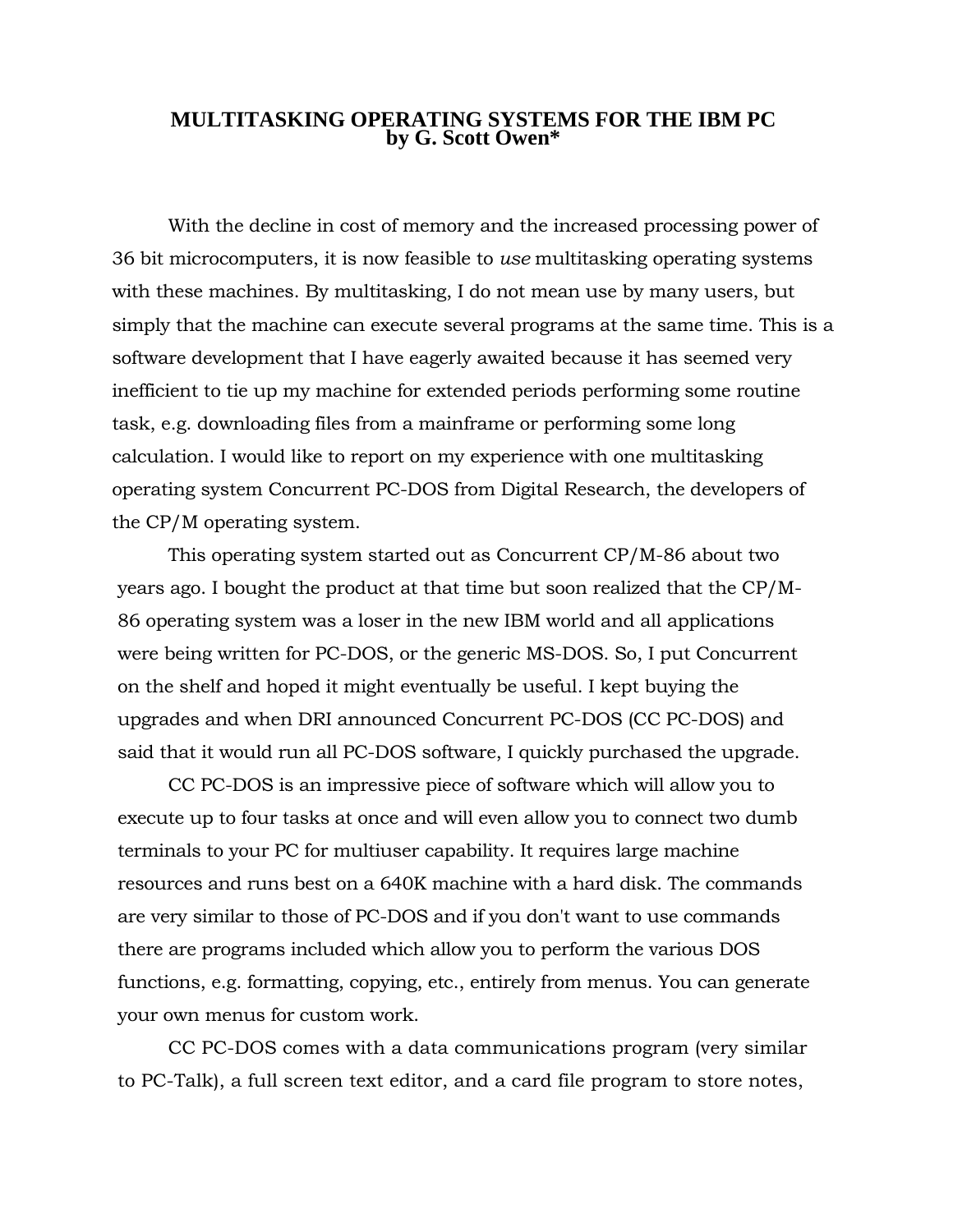# MULTITASKING OPERATING SYSTEMS FOR THE IBM PC
**by G. Scott Owen***

With the decline in cost of memory and the increased processing power of 36 bit microcomputers, it is now feasible to *use* multitasking operating systems with these machines. By multitasking, I do not mean use by many users, but simply that the machine can execute several programs at the same time. This is a software development that I have eagerly awaited because it has seemed very inefficient to tie up my machine for extended periods performing some routine task, e.g. downloading files from a mainframe or performing some long calculation. I would like to report on my experience with one multitasking operating system Concurrent PC-DOS from Digital Research, the developers of the CP/M operating system.

This operating system started out as Concurrent CP/M-86 about two years ago. I bought the product at that time but soon realized that the CP/M-86 operating system was a loser in the new IBM world and all applications were being written for PC-DOS, or the generic MS-DOS. So, I put Concurrent on the shelf and hoped it might eventually be useful. I kept buying the upgrades and when DRI announced Concurrent PC-DOS (CC PC-DOS) and said that it would run all PC-DOS software, I quickly purchased the upgrade.

CC PC-DOS is an impressive piece of software which will allow you to execute up to four tasks at once and will even allow you to connect two dumb terminals to your PC for multiuser capability. It requires large machine resources and runs best on a 640K machine with a hard disk. The commands are very similar to those of PC-DOS and if you don't want to use commands there are programs included which allow you to perform the various DOS functions, e.g. formatting, copying, etc., entirely from menus. You can generate your own menus for custom work.

CC PC-DOS comes with a data communications program (very similar to PC-Talk), a full screen text editor, and a card file program to store notes,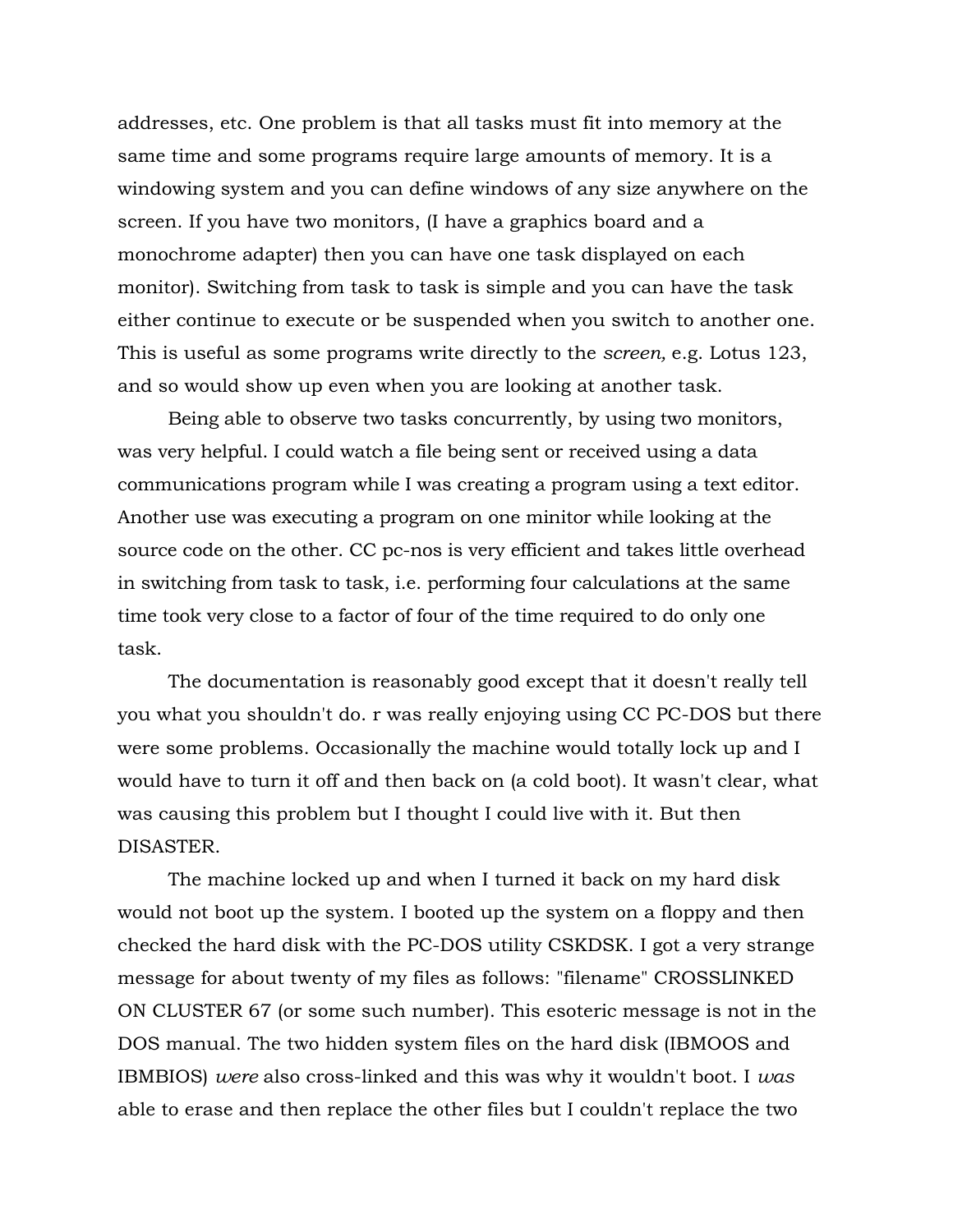addresses, etc. One problem is that all tasks must fit into memory at the same time and some programs require large amounts of memory. It is a windowing system and you can define windows of any size anywhere on the screen. If you have two monitors, (I have a graphics board and a monochrome adapter) then you can have one task displayed on each monitor). Switching from task to task is simple and you can have the task either continue to execute or be suspended when you switch to another one. This is useful as some programs write directly to the *screen,* e.g. Lotus 123, and so would show up even when you are looking at another task.

Being able to observe two tasks concurrently, by using two monitors, was very helpful. I could watch a file being sent or received using a data communications program while I was creating a program using a text editor. Another use was executing a program on one minitor while looking at the source code on the other. CC pc-nos is very efficient and takes little overhead in switching from task to task, i.e. performing four calculations at the same time took very close to a factor of four of the time required to do only one task.

The documentation is reasonably good except that it doesn't really tell you what you shouldn't do. r was really enjoying using CC PC-DOS but there were some problems. Occasionally the machine would totally lock up and I would have to turn it off and then back on (a cold boot). It wasn't clear, what was causing this problem but I thought I could live with it. But then DISASTER.

The machine locked up and when I turned it back on my hard disk would not boot up the system. I booted up the system on a floppy and then checked the hard disk with the PC-DOS utility CSKDSK. I got a very strange message for about twenty of my files as follows: "filename" CROSSLINKED ON CLUSTER 67 (or some such number). This esoteric message is not in the DOS manual. The two hidden system files on the hard disk (IBMOOS and IBMBIOS) *were* also cross-linked and this was why it wouldn't boot. I *was* able to erase and then replace the other files but I couldn't replace the two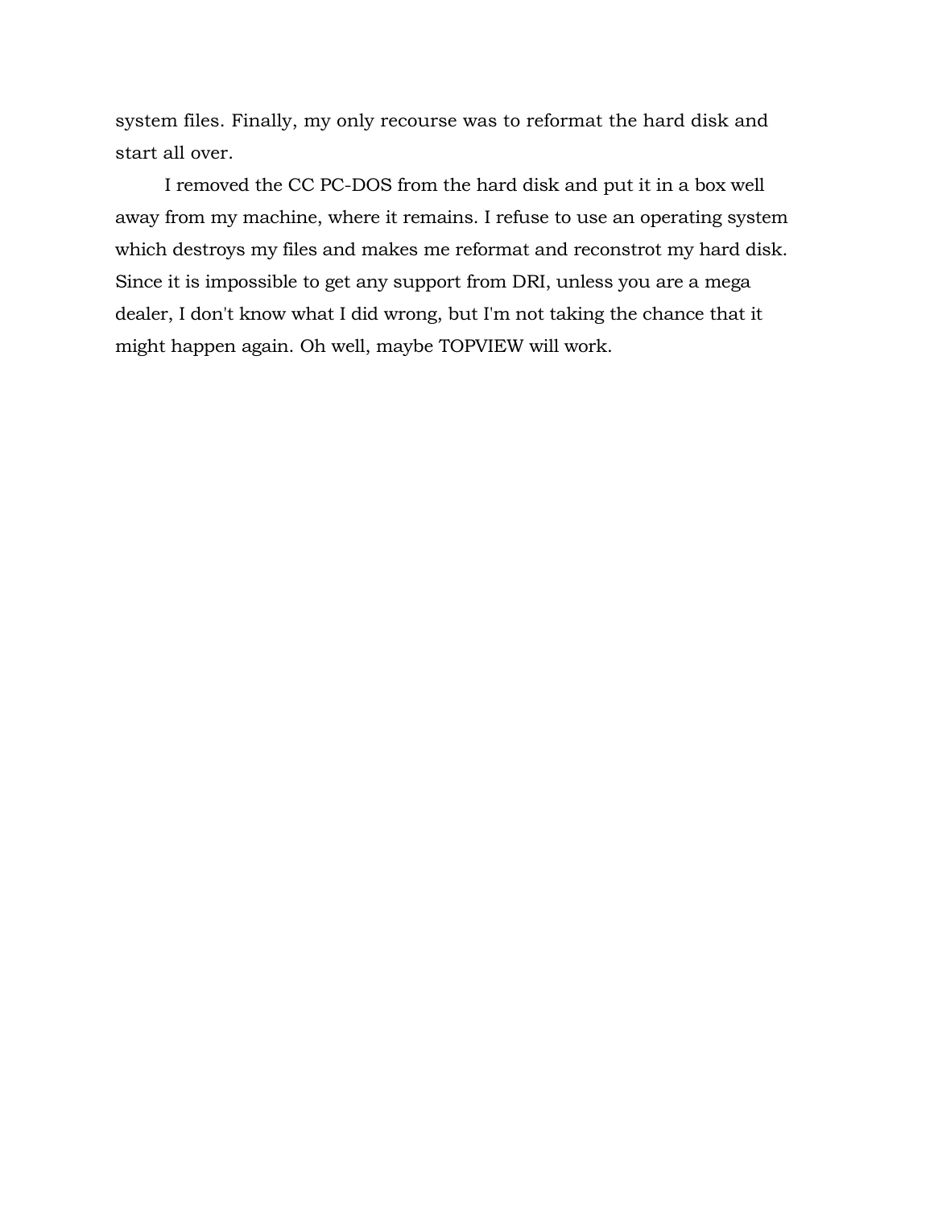system files. Finally, my only recourse was to reformat the hard disk and start all over.

I removed the CC PC-DOS from the hard disk and put it in a box well away from my machine, where it remains. I refuse to use an operating system which destroys my files and makes me reformat and reconstrot my hard disk. Since it is impossible to get any support from DRI, unless you are a mega dealer, I don't know what I did wrong, but I'm not taking the chance that it might happen again. Oh well, maybe TOPVIEW will work.